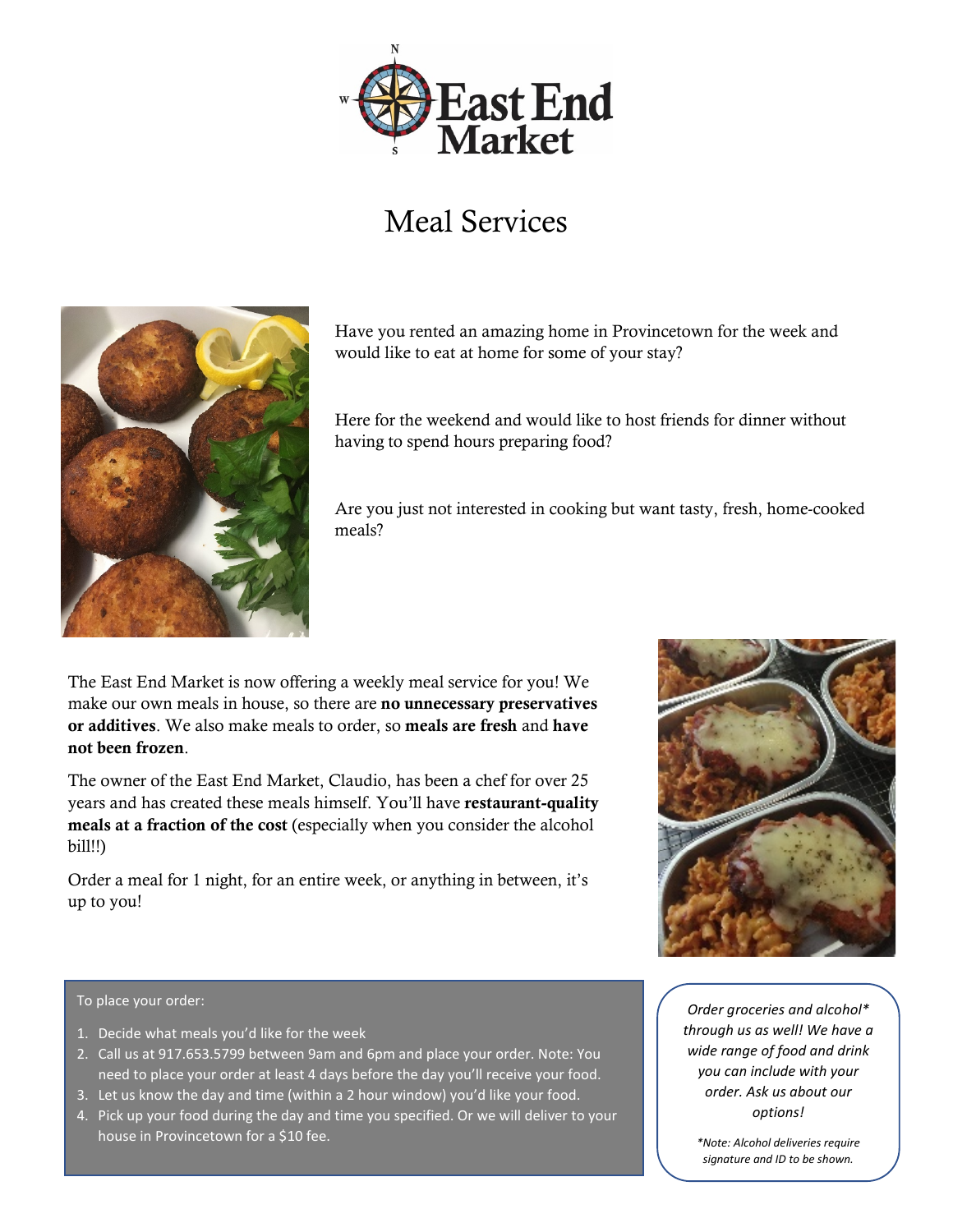# East End Market

## Meal Services

Have you rented an amazing home in Provincetown for the week and would like to eat at home for some of your stay?

Here for the weekend and would like to host friends for dinner without having to spend hours preparing food?

Are you just not interested in cooking but want tasty, fresh, home-cooked meals?

The East End Market is now offering a weekly meal service for you! We make our own meals in house, so there are **no unnecessary preservatives or additives**. We also make meals to order, so **meals are fresh** and **have not been frozen**.

The owner of the East End Market, Claudio, has been a chef for over 25 years and has created these meals himself. You'll have **restaurant-quality meals at a fraction of the cost** (especially when you consider the alcohol bill!!)

Order a meal for 1 night, for an entire week, or anything in between, it's up to you!

To place your order:

1. Decide what meals you'd like for the week
2. Call us at 917.653.5799 between 9am and 6pm and place your order. Note: You need to place your order at least 4 days before the day you'll receive your food.
3. Let us know the day and time (within a 2 hour window) you'd like your food.
4. Pick up your food during the day and time you specified. Or we will deliver to your house in Provincetown for a $10 fee.

*Order groceries and alcohol* through us as well! We have a wide range of food and drink you can include with your order. Ask us about our options!*

**Note: Alcohol deliveries require signature and ID to be shown.*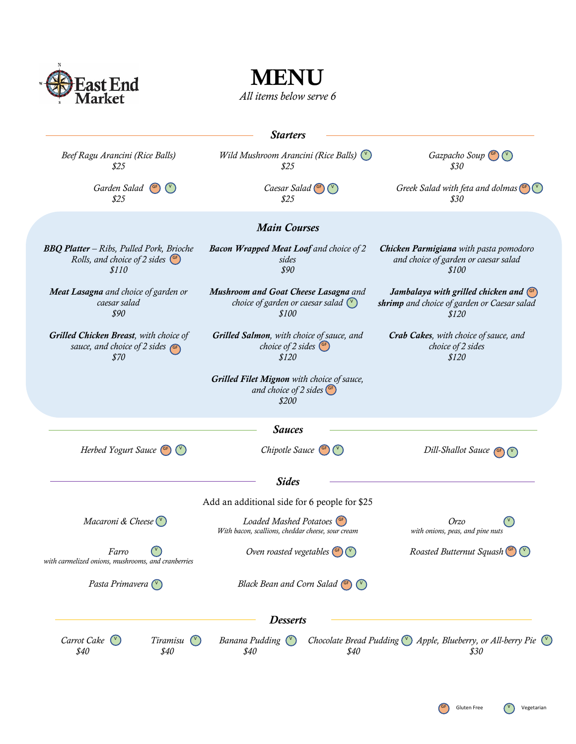East End Market

# MENU

*All items below serve 6*

## Starters

*Beef Ragu Arancini (Rice Balls)*
*$25*

*Wild Mushroom Arancini (Rice Balls)* V
*$25*

*Gazpacho Soup* GF V
*$30*

*Garden Salad* GF V
*$25*

*Caesar Salad* GF V
*$25*

*Greek Salad with feta and dolmas* GF V
*$30*

## Main Courses

***BBQ Platter** – Ribs, Pulled Pork, Brioche Rolls, and choice of 2 sides* GF
*$110*

***Bacon Wrapped Meat Loaf** and choice of 2 sides*
*$90*

***Chicken Parmigiana** with pasta pomodoro and choice of garden or caesar salad*
*$100*

***Meat Lasagna** and choice of garden or caesar salad*
*$90*

***Mushroom and Goat Cheese Lasagna** and choice of garden or caesar salad* V
*$100*

***Jambalaya with grilled chicken and shrimp** and choice of garden or Caesar salad* GF
*$120*

***Grilled Chicken Breast**, with choice of sauce, and choice of 2 sides* GF
*$70*

***Grilled Salmon**, with choice of sauce, and choice of 2 sides* GF
*$120*

***Crab Cakes**, with choice of sauce, and choice of 2 sides*
*$120*

***Grilled Filet Mignon** with choice of sauce, and choice of 2 sides* GF
*$200*

## Sauces

*Herbed Yogurt Sauce* GF V

*Chipotle Sauce* GF V

*Dill-Shallot Sauce* GF V

## Sides

Add an additional side for 6 people for $25

*Macaroni & Cheese* V

*Loaded Mashed Potatoes* GF
*With bacon, scallions, cheddar cheese, sour cream*

*Orzo* V
*with onions, peas, and pine nuts*

*Farro* V
*with carmelized onions, mushrooms, and cranberries*

*Oven roasted vegetables* GF V

*Roasted Butternut Squash* GF V

*Pasta Primavera* V

*Black Bean and Corn Salad* GF V

## Desserts

*Carrot Cake* V
*$40*

*Tiramisu* V
*$40*

*Banana Pudding* V
*$40*

*Chocolate Bread Pudding* V
*$40*

*Apple, Blueberry, or All-berry Pie* V
*$30*

GF Gluten Free V Vegetarian